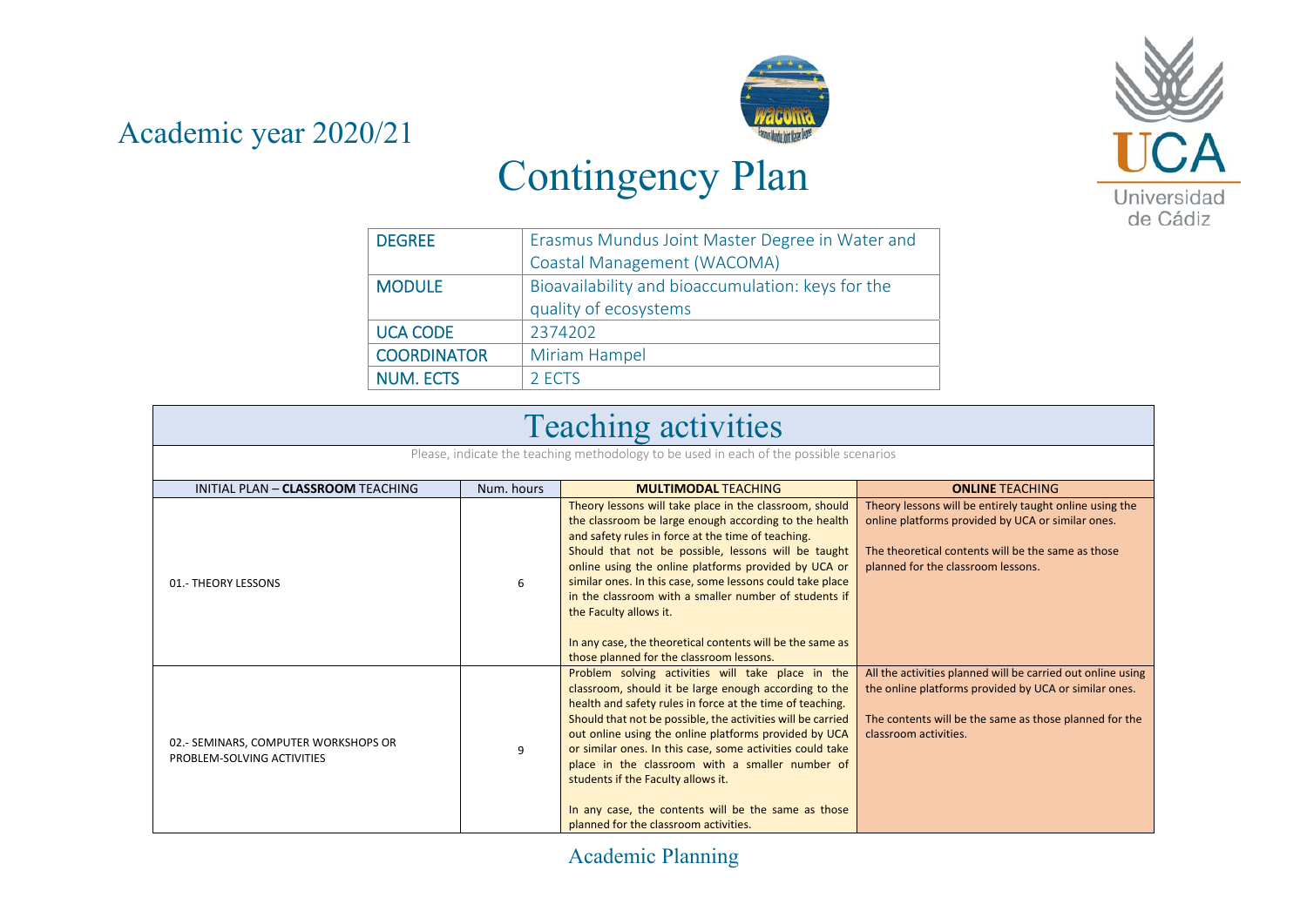Academic year 2020/21

# Contingency Plan

| DEGREE | Erasmus Mundus Joint Master Degree in Water and Coastal Management (WACOMA) |
|---|---|
| MODULE | Bioavailability and bioaccumulation: keys for the quality of ecosystems |
| UCA CODE | 2374202 |
| COORDINATOR | Miriam Hampel |
| NUM. ECTS | 2 ECTS |

## Teaching activities

Please, indicate the teaching methodology to be used in each of the possible scenarios

| INITIAL PLAN – **CLASSROOM** TEACHING | Num. hours | **MULTIMODAL** TEACHING | **ONLINE** TEACHING |
|---|---|---|---|
| 01.- THEORY LESSONS | 6 | Theory lessons will take place in the classroom, should the classroom be large enough according to the health and safety rules in force at the time of teaching.<br>Should that not be possible, lessons will be taught online using the online platforms provided by UCA or similar ones. In this case, some lessons could take place in the classroom with a smaller number of students if the Faculty allows it.<br><br>In any case, the theoretical contents will be the same as those planned for the classroom lessons. | Theory lessons will be entirely taught online using the online platforms provided by UCA or similar ones.<br><br>The theoretical contents will be the same as those planned for the classroom lessons. |
| 02.- SEMINARS, COMPUTER WORKSHOPS OR PROBLEM-SOLVING ACTIVITIES | 9 | Problem solving activities will take place in the classroom, should it be large enough according to the health and safety rules in force at the time of teaching.<br>Should that not be possible, the activities will be carried out online using the online platforms provided by UCA or similar ones. In this case, some activities could take place in the classroom with a smaller number of students if the Faculty allows it.<br><br>In any case, the contents will be the same as those planned for the classroom activities. | All the activities planned will be carried out online using the online platforms provided by UCA or similar ones.<br><br>The contents will be the same as those planned for the classroom activities. |

Academic Planning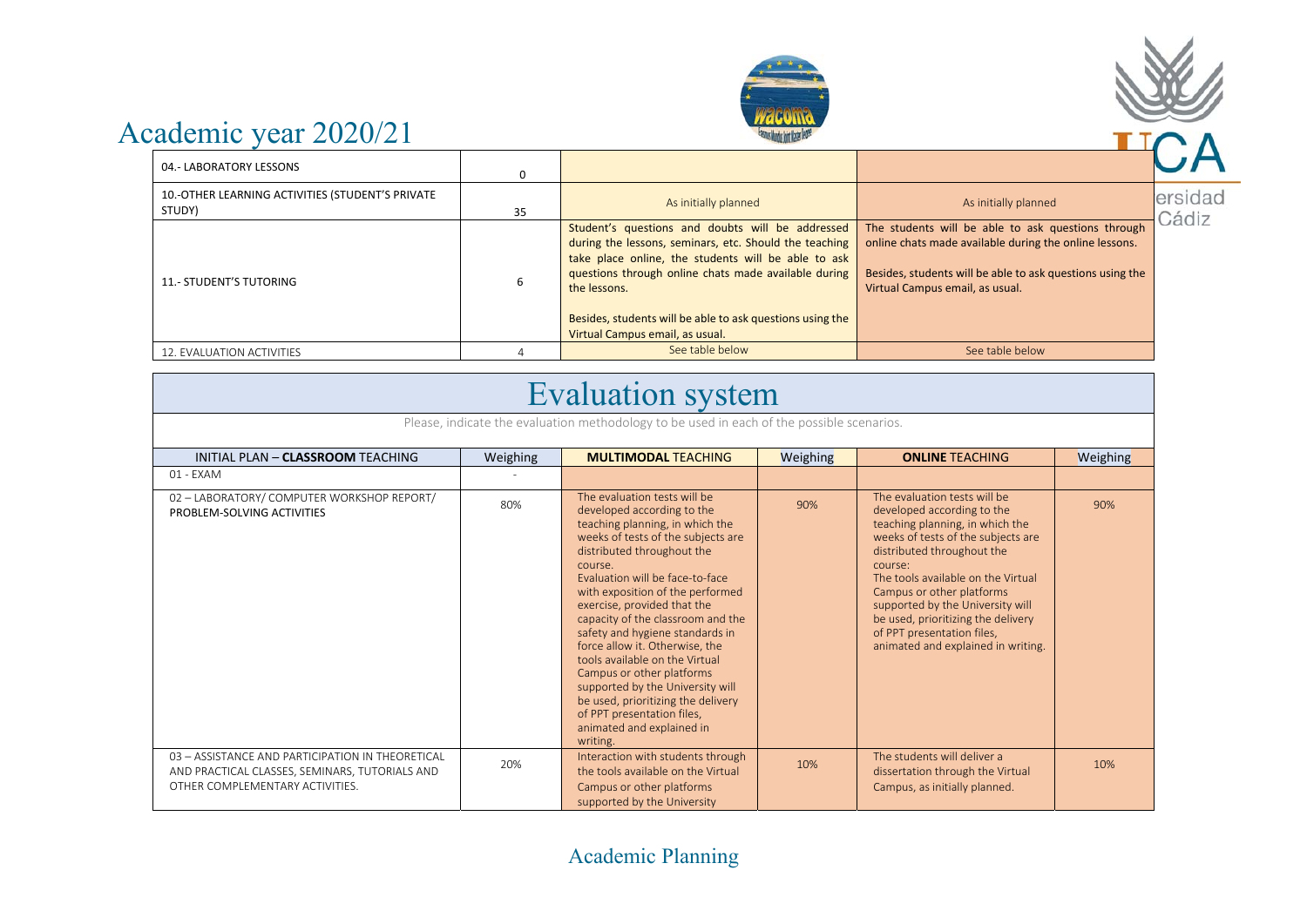| 04.- LABORATORY LESSONS | 0 | | |
|---|---|---|---|
| 10.-OTHER LEARNING ACTIVITIES (STUDENT'S PRIVATE STUDY) | 35 | As initially planned | As initially planned |
| 11.- STUDENT'S TUTORING | 6 | Student's questions and doubts will be addressed during the lessons, seminars, etc. Should the teaching take place online, the students will be able to ask questions through online chats made available during the lessons.<br><br>Besides, students will be able to ask questions using the Virtual Campus email, as usual. | The students will be able to ask questions through online chats made available during the online lessons.<br><br>Besides, students will be able to ask questions using the Virtual Campus email, as usual. |
| 12. EVALUATION ACTIVITIES | 4 | See table below | See table below |

# Evaluation system

Please, indicate the evaluation methodology to be used in each of the possible scenarios.

| INITIAL PLAN – **CLASSROOM** TEACHING | Weighing | **MULTIMODAL** TEACHING | Weighing | **ONLINE** TEACHING | Weighing |
|---|---|---|---|---|---|
| 01 - EXAM | - | | | | |
| 02 – LABORATORY/ COMPUTER WORKSHOP REPORT/ PROBLEM-SOLVING ACTIVITIES | 80% | The evaluation tests will be developed according to the teaching planning, in which the weeks of tests of the subjects are distributed throughout the course.<br>Evaluation will be face-to-face with exposition of the performed exercise, provided that the capacity of the classroom and the safety and hygiene standards in force allow it. Otherwise, the tools available on the Virtual Campus or other platforms supported by the University will be used, prioritizing the delivery of PPT presentation files, animated and explained in writing. | 90% | The evaluation tests will be developed according to the teaching planning, in which the weeks of tests of the subjects are distributed throughout the course:<br>The tools available on the Virtual Campus or other platforms supported by the University will be used, prioritizing the delivery of PPT presentation files, animated and explained in writing. | 90% |
| 03 – ASSISTANCE AND PARTICIPATION IN THEORETICAL AND PRACTICAL CLASSES, SEMINARS, TUTORIALS AND OTHER COMPLEMENTARY ACTIVITIES. | 20% | Interaction with students through the tools available on the Virtual Campus or other platforms supported by the University | 10% | The students will deliver a dissertation through the Virtual Campus, as initially planned. | 10% |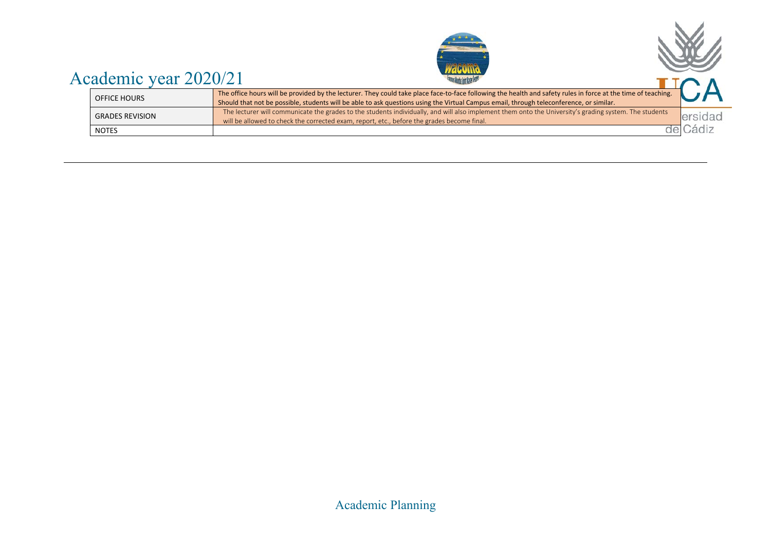| | |
|---|---|
| OFFICE HOURS | The office hours will be provided by the lecturer. They could take place face-to-face following the health and safety rules in force at the time of teaching. Should that not be possible, students will be able to ask questions using the Virtual Campus email, through teleconference, or similar. |
| GRADES REVISION | The lecturer will communicate the grades to the students individually, and will also implement them onto the University's grading system. The students will be allowed to check the corrected exam, report, etc., before the grades become final. |
| NOTES | |